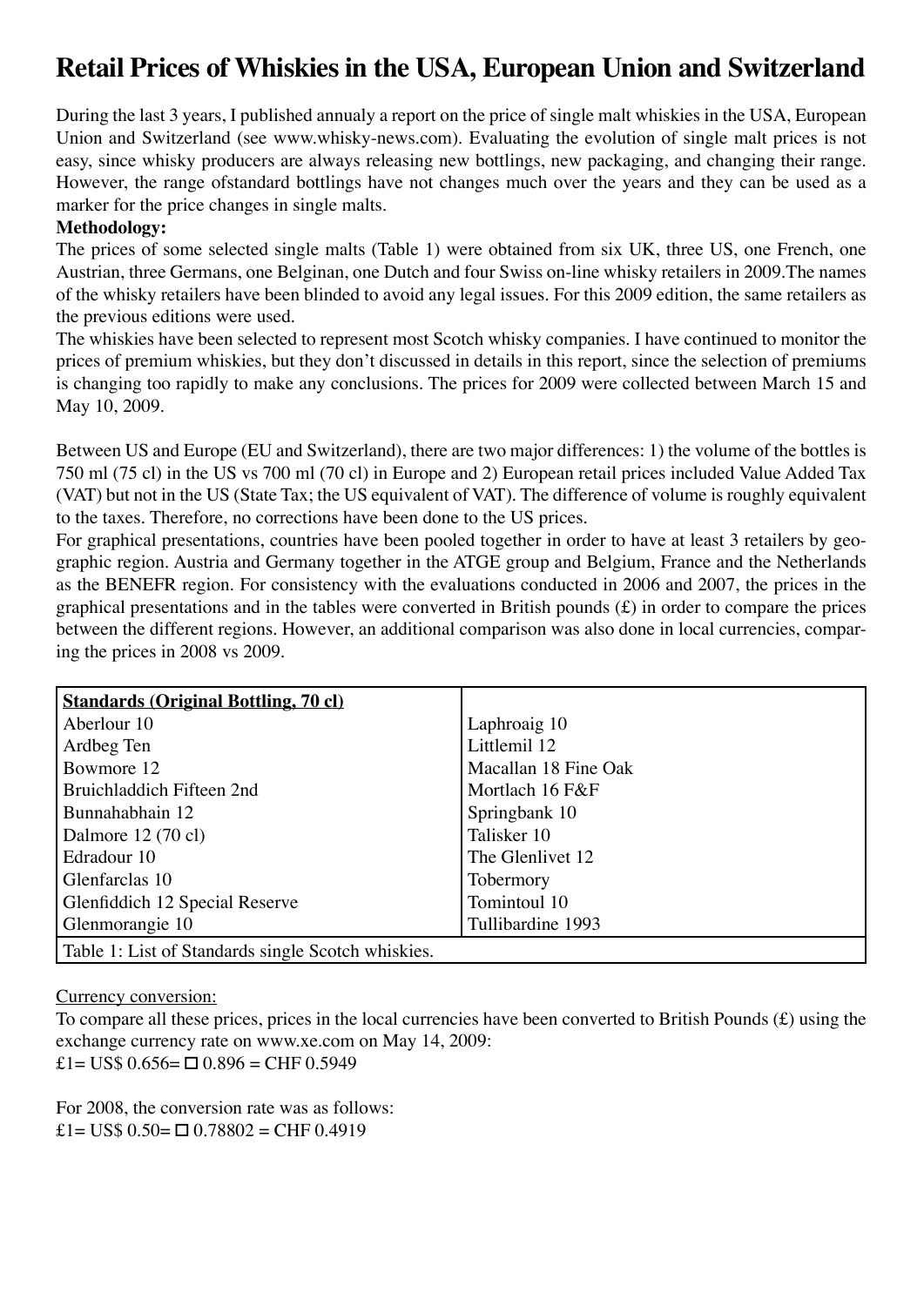# Retail Prices of Whiskies in the USA, European Union and Switzerland

During the last 3 years, I published annualy a report on the price of single malt whiskies in the USA, European Union and Switzerland (see www.whisky-news.com). Evaluating the evolution of single malt prices is not easy, since whisky producers are always releasing new bottlings, new packaging, and changing their range. However, the range ofstandard bottlings have not changes much over the years and they can be used as a marker for the price changes in single malts.

**Methodology:**

The prices of some selected single malts (Table 1) were obtained from six UK, three US, one French, one Austrian, three Germans, one Belginan, one Dutch and four Swiss on-line whisky retailers in 2009.The names of the whisky retailers have been blinded to avoid any legal issues. For this 2009 edition, the same retailers as the previous editions were used.

The whiskies have been selected to represent most Scotch whisky companies. I have continued to monitor the prices of premium whiskies, but they don't discussed in details in this report, since the selection of premiums is changing too rapidly to make any conclusions. The prices for 2009 were collected between March 15 and May 10, 2009.

Between US and Europe (EU and Switzerland), there are two major differences: 1) the volume of the bottles is 750 ml (75 cl) in the US vs 700 ml (70 cl) in Europe and 2) European retail prices included Value Added Tax (VAT) but not in the US (State Tax; the US equivalent of VAT). The difference of volume is roughly equivalent to the taxes. Therefore, no corrections have been done to the US prices.

For graphical presentations, countries have been pooled together in order to have at least 3 retailers by geographic region. Austria and Germany together in the ATGE group and Belgium, France and the Netherlands as the BENEFR region. For consistency with the evaluations conducted in 2006 and 2007, the prices in the graphical presentations and in the tables were converted in British pounds (£) in order to compare the prices between the different regions. However, an additional comparison was also done in local currencies, comparing the prices in 2008 vs 2009.

| **Standards (Original Bottling, 70 cl)** | |
|---|---|
| Aberlour 10 | Laphroaig 10 |
| Ardbeg Ten | Littlemil 12 |
| Bowmore 12 | Macallan 18 Fine Oak |
| Bruichladdich Fifteen 2nd | Mortlach 16 F&F |
| Bunnahabhain 12 | Springbank 10 |
| Dalmore 12 (70 cl) | Talisker 10 |
| Edradour 10 | The Glenlivet 12 |
| Glenfarclas 10 | Tobermory |
| Glenfiddich 12 Special Reserve | Tomintoul 10 |
| Glenmorangie 10 | Tullibardine 1993 |

Table 1: List of Standards single Scotch whiskies.

Currency conversion:

To compare all these prices, prices in the local currencies have been converted to British Pounds (£) using the exchange currency rate on www.xe.com on May 14, 2009:

£1= US$ 0.656= □ 0.896 = CHF 0.5949

For 2008, the conversion rate was as follows:

£1= US$ 0.50= □ 0.78802 = CHF 0.4919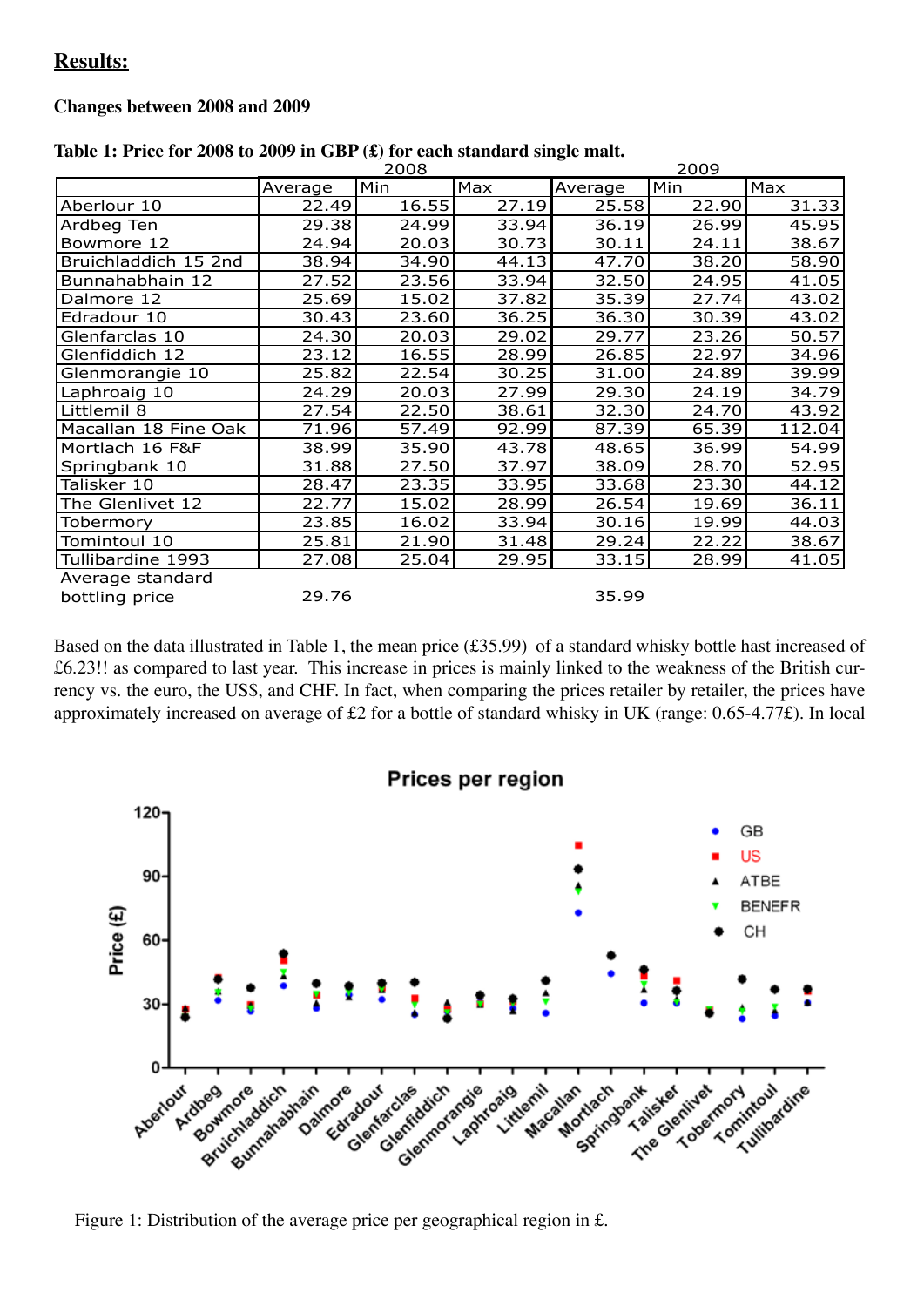## Results:

### Changes between 2008 and 2009

**Table 1: Price for 2008 to 2009 in GBP (£) for each standard single malt.**

| | 2008 | | | 2009 | | |
|---|---|---|---|---|---|---|
| | Average | Min | Max | Average | Min | Max |
| Aberlour 10 | 22.49 | 16.55 | 27.19 | 25.58 | 22.90 | 31.33 |
| Ardbeg Ten | 29.38 | 24.99 | 33.94 | 36.19 | 26.99 | 45.95 |
| Bowmore 12 | 24.94 | 20.03 | 30.73 | 30.11 | 24.11 | 38.67 |
| Bruichladdich 15 2nd | 38.94 | 34.90 | 44.13 | 47.70 | 38.20 | 58.90 |
| Bunnahabhain 12 | 27.52 | 23.56 | 33.94 | 32.50 | 24.95 | 41.05 |
| Dalmore 12 | 25.69 | 15.02 | 37.82 | 35.39 | 27.74 | 43.02 |
| Edradour 10 | 30.43 | 23.60 | 36.25 | 36.30 | 30.39 | 43.02 |
| Glenfarclas 10 | 24.30 | 20.03 | 29.02 | 29.77 | 23.26 | 50.57 |
| Glenfiddich 12 | 23.12 | 16.55 | 28.99 | 26.85 | 22.97 | 34.96 |
| Glenmorangie 10 | 25.82 | 22.54 | 30.25 | 31.00 | 24.89 | 39.99 |
| Laphroaig 10 | 24.29 | 20.03 | 27.99 | 29.30 | 24.19 | 34.79 |
| Littlemil 8 | 27.54 | 22.50 | 38.61 | 32.30 | 24.70 | 43.92 |
| Macallan 18 Fine Oak | 71.96 | 57.49 | 92.99 | 87.39 | 65.39 | 112.04 |
| Mortlach 16 F&F | 38.99 | 35.90 | 43.78 | 48.65 | 36.99 | 54.99 |
| Springbank 10 | 31.88 | 27.50 | 37.97 | 38.09 | 28.70 | 52.95 |
| Talisker 10 | 28.47 | 23.35 | 33.95 | 33.68 | 23.30 | 44.12 |
| The Glenlivet 12 | 22.77 | 15.02 | 28.99 | 26.54 | 19.69 | 36.11 |
| Tobermory | 23.85 | 16.02 | 33.94 | 30.16 | 19.99 | 44.03 |
| Tomintoul 10 | 25.81 | 21.90 | 31.48 | 29.24 | 22.22 | 38.67 |
| Tullibardine 1993 | 27.08 | 25.04 | 29.95 | 33.15 | 28.99 | 41.05 |
| Average standard bottling price | 29.76 | | | 35.99 | | |

Based on the data illustrated in Table 1, the mean price (£35.99) of a standard whisky bottle hast increased of £6.23!! as compared to last year. This increase in prices is mainly linked to the weakness of the British currency vs. the euro, the US$, and CHF. In fact, when comparing the prices retailer by retailer, the prices have approximately increased on average of £2 for a bottle of standard whisky in UK (range: 0.65-4.77£). In local

Figure 1: Distribution of the average price per geographical region in £.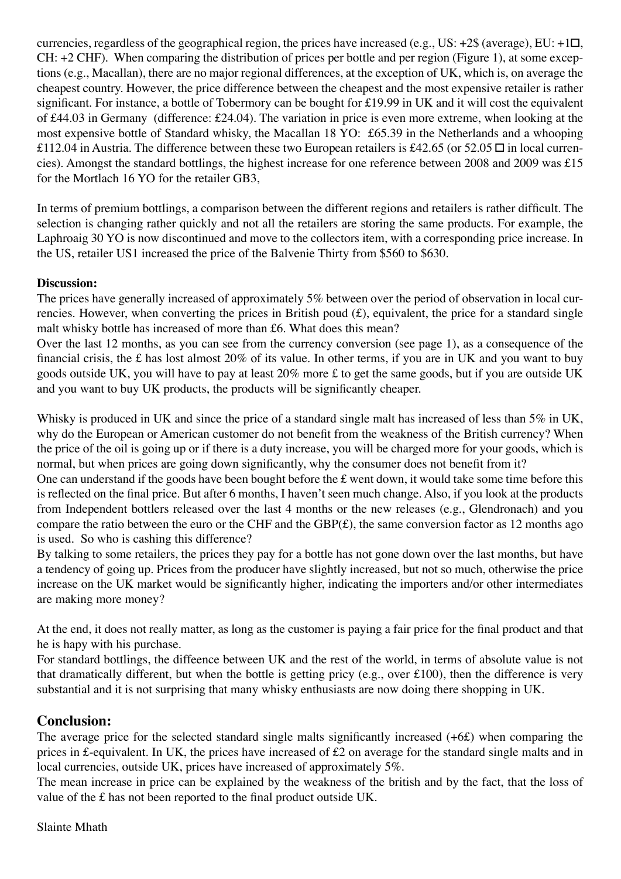currencies, regardless of the geographical region, the prices have increased (e.g., US: +2$ (average), EU: +1□, CH: +2 CHF). When comparing the distribution of prices per bottle and per region (Figure 1), at some exceptions (e.g., Macallan), there are no major regional differences, at the exception of UK, which is, on average the cheapest country. However, the price difference between the cheapest and the most expensive retailer is rather significant. For instance, a bottle of Tobermory can be bought for £19.99 in UK and it will cost the equivalent of £44.03 in Germany (difference: £24.04). The variation in price is even more extreme, when looking at the most expensive bottle of Standard whisky, the Macallan 18 YO: £65.39 in the Netherlands and a whooping £112.04 in Austria. The difference between these two European retailers is £42.65 (or 52.05 □ in local currencies). Amongst the standard bottlings, the highest increase for one reference between 2008 and 2009 was £15 for the Mortlach 16 YO for the retailer GB3,

In terms of premium bottlings, a comparison between the different regions and retailers is rather difficult. The selection is changing rather quickly and not all the retailers are storing the same products. For example, the Laphroaig 30 YO is now discontinued and move to the collectors item, with a corresponding price increase. In the US, retailer US1 increased the price of the Balvenie Thirty from $560 to $630.

**Discussion:**

The prices have generally increased of approximately 5% between over the period of observation in local currencies. However, when converting the prices in British poud (£), equivalent, the price for a standard single malt whisky bottle has increased of more than £6. What does this mean?

Over the last 12 months, as you can see from the currency conversion (see page 1), as a consequence of the financial crisis, the £ has lost almost 20% of its value. In other terms, if you are in UK and you want to buy goods outside UK, you will have to pay at least 20% more £ to get the same goods, but if you are outside UK and you want to buy UK products, the products will be significantly cheaper.

Whisky is produced in UK and since the price of a standard single malt has increased of less than 5% in UK, why do the European or American customer do not benefit from the weakness of the British currency? When the price of the oil is going up or if there is a duty increase, you will be charged more for your goods, which is normal, but when prices are going down significantly, why the consumer does not benefit from it?

One can understand if the goods have been bought before the £ went down, it would take some time before this is reflected on the final price. But after 6 months, I haven't seen much change. Also, if you look at the products from Independent bottlers released over the last 4 months or the new releases (e.g., Glendronach) and you compare the ratio between the euro or the CHF and the GBP(£), the same conversion factor as 12 months ago is used. So who is cashing this difference?

By talking to some retailers, the prices they pay for a bottle has not gone down over the last months, but have a tendency of going up. Prices from the producer have slightly increased, but not so much, otherwise the price increase on the UK market would be significantly higher, indicating the importers and/or other intermediates are making more money?

At the end, it does not really matter, as long as the customer is paying a fair price for the final product and that he is hapy with his purchase.

For standard bottlings, the diffeence between UK and the rest of the world, in terms of absolute value is not that dramatically different, but when the bottle is getting pricy (e.g., over £100), then the difference is very substantial and it is not surprising that many whisky enthusiasts are now doing there shopping in UK.

## Conclusion:

The average price for the selected standard single malts significantly increased (+6£) when comparing the prices in £-equivalent. In UK, the prices have increased of £2 on average for the standard single malts and in local currencies, outside UK, prices have increased of approximately 5%.

The mean increase in price can be explained by the weakness of the british and by the fact, that the loss of value of the £ has not been reported to the final product outside UK.

Slainte Mhath